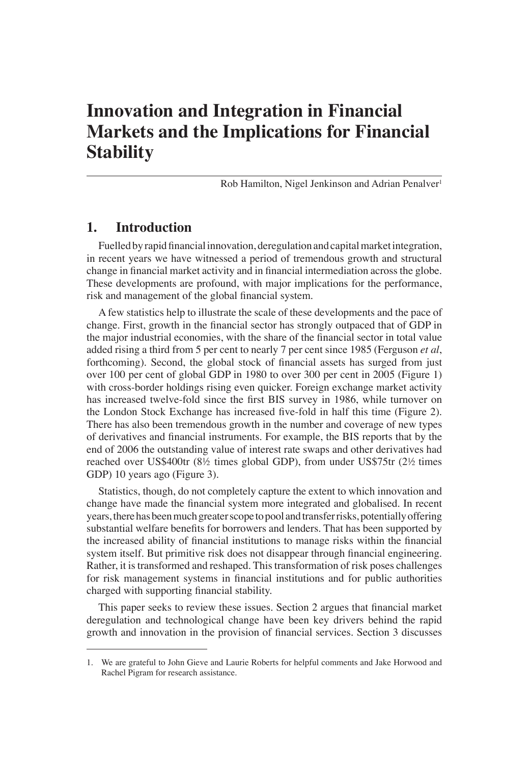# Innovation and Integration in Financial Markets and the Implications for Financial Stability

Rob Hamilton, Nigel Jenkinson and Adrian Penalver[1]

## 1. Introduction

Fuelled by rapid financial innovation, deregulation and capital market integration, in recent years we have witnessed a period of tremendous growth and structural change in financial market activity and in financial intermediation across the globe. These developments are profound, with major implications for the performance, risk and management of the global financial system.

A few statistics help to illustrate the scale of these developments and the pace of change. First, growth in the financial sector has strongly outpaced that of GDP in the major industrial economies, with the share of the financial sector in total value added rising a third from 5 per cent to nearly 7 per cent since 1985 (Ferguson *et al*, forthcoming). Second, the global stock of financial assets has surged from just over 100 per cent of global GDP in 1980 to over 300 per cent in 2005 (Figure 1) with cross-border holdings rising even quicker. Foreign exchange market activity has increased twelve-fold since the first BIS survey in 1986, while turnover on the London Stock Exchange has increased five-fold in half this time (Figure 2). There has also been tremendous growth in the number and coverage of new types of derivatives and financial instruments. For example, the BIS reports that by the end of 2006 the outstanding value of interest rate swaps and other derivatives had reached over US$400tr (8½ times global GDP), from under US$75tr (2½ times GDP) 10 years ago (Figure 3).

Statistics, though, do not completely capture the extent to which innovation and change have made the financial system more integrated and globalised. In recent years, there has been much greater scope to pool and transfer risks, potentially offering substantial welfare benefits for borrowers and lenders. That has been supported by the increased ability of financial institutions to manage risks within the financial system itself. But primitive risk does not disappear through financial engineering. Rather, it is transformed and reshaped. This transformation of risk poses challenges for risk management systems in financial institutions and for public authorities charged with supporting financial stability.

This paper seeks to review these issues. Section 2 argues that financial market deregulation and technological change have been key drivers behind the rapid growth and innovation in the provision of financial services. Section 3 discusses

---

1. We are grateful to John Gieve and Laurie Roberts for helpful comments and Jake Horwood and Rachel Pigram for research assistance.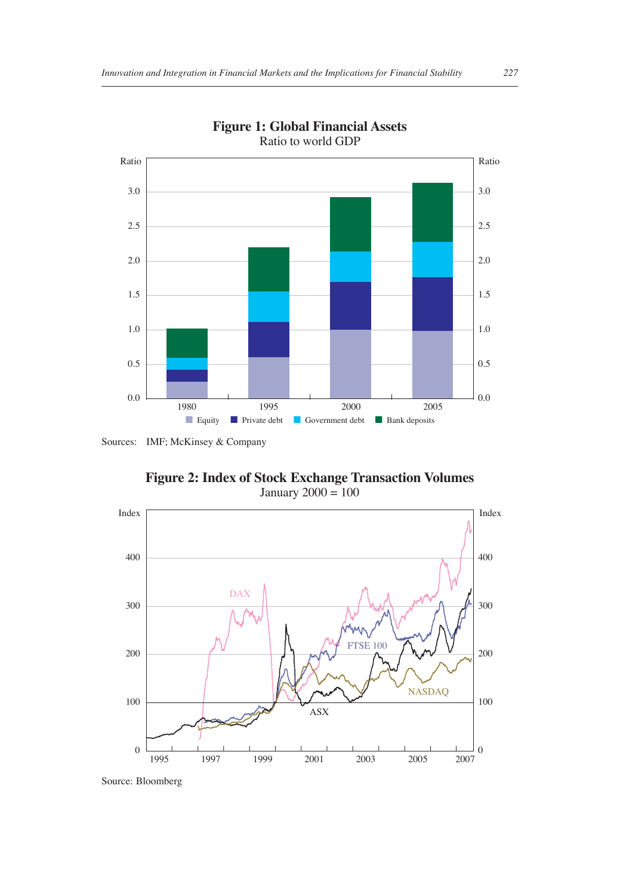**Figure 1: Global Financial Assets**

Ratio to world GDP

Sources: IMF; McKinsey & Company

**Figure 2: Index of Stock Exchange Transaction Volumes**

January 2000 = 100

Source: Bloomberg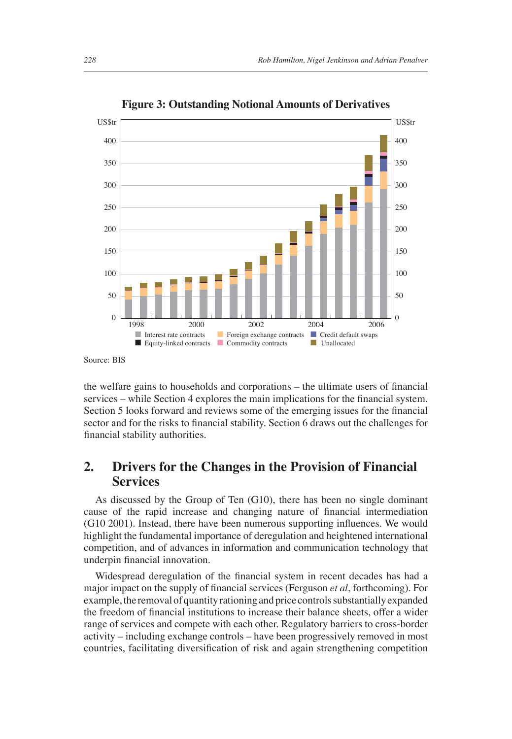**Figure 3: Outstanding Notional Amounts of Derivatives**

Source: BIS

the welfare gains to households and corporations – the ultimate users of financial services – while Section 4 explores the main implications for the financial system. Section 5 looks forward and reviews some of the emerging issues for the financial sector and for the risks to financial stability. Section 6 draws out the challenges for financial stability authorities.

## 2. Drivers for the Changes in the Provision of Financial Services

As discussed by the Group of Ten (G10), there has been no single dominant cause of the rapid increase and changing nature of financial intermediation (G10 2001). Instead, there have been numerous supporting influences. We would highlight the fundamental importance of deregulation and heightened international competition, and of advances in information and communication technology that underpin financial innovation.

Widespread deregulation of the financial system in recent decades has had a major impact on the supply of financial services (Ferguson *et al*, forthcoming). For example, the removal of quantity rationing and price controls substantially expanded the freedom of financial institutions to increase their balance sheets, offer a wider range of services and compete with each other. Regulatory barriers to cross-border activity – including exchange controls – have been progressively removed in most countries, facilitating diversification of risk and again strengthening competition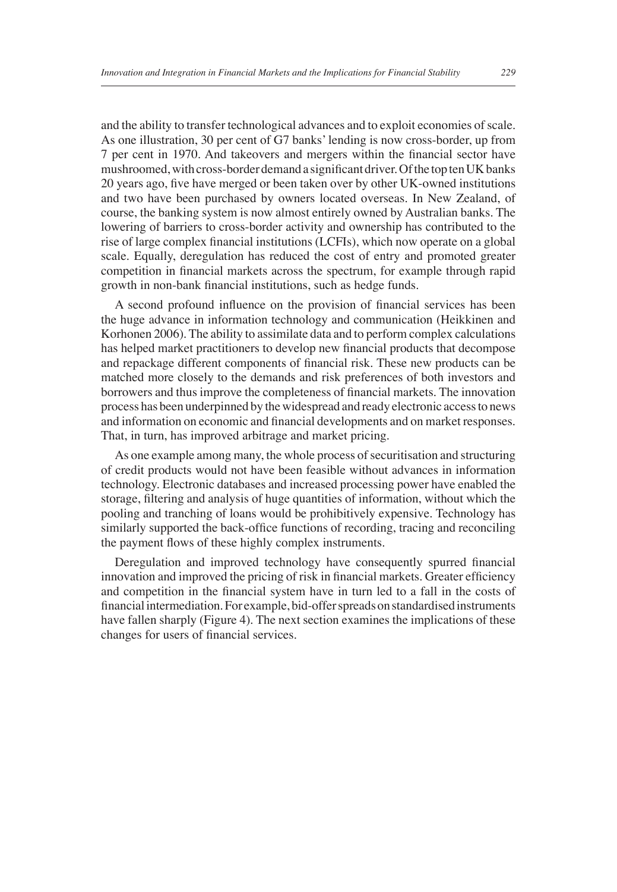and the ability to transfer technological advances and to exploit economies of scale. As one illustration, 30 per cent of G7 banks' lending is now cross-border, up from 7 per cent in 1970. And takeovers and mergers within the financial sector have mushroomed, with cross-border demand a significant driver. Of the top ten UK banks 20 years ago, five have merged or been taken over by other UK-owned institutions and two have been purchased by owners located overseas. In New Zealand, of course, the banking system is now almost entirely owned by Australian banks. The lowering of barriers to cross-border activity and ownership has contributed to the rise of large complex financial institutions (LCFIs), which now operate on a global scale. Equally, deregulation has reduced the cost of entry and promoted greater competition in financial markets across the spectrum, for example through rapid growth in non-bank financial institutions, such as hedge funds.

A second profound influence on the provision of financial services has been the huge advance in information technology and communication (Heikkinen and Korhonen 2006). The ability to assimilate data and to perform complex calculations has helped market practitioners to develop new financial products that decompose and repackage different components of financial risk. These new products can be matched more closely to the demands and risk preferences of both investors and borrowers and thus improve the completeness of financial markets. The innovation process has been underpinned by the widespread and ready electronic access to news and information on economic and financial developments and on market responses. That, in turn, has improved arbitrage and market pricing.

As one example among many, the whole process of securitisation and structuring of credit products would not have been feasible without advances in information technology. Electronic databases and increased processing power have enabled the storage, filtering and analysis of huge quantities of information, without which the pooling and tranching of loans would be prohibitively expensive. Technology has similarly supported the back-office functions of recording, tracing and reconciling the payment flows of these highly complex instruments.

Deregulation and improved technology have consequently spurred financial innovation and improved the pricing of risk in financial markets. Greater efficiency and competition in the financial system have in turn led to a fall in the costs of financial intermediation. For example, bid-offer spreads on standardised instruments have fallen sharply (Figure 4). The next section examines the implications of these changes for users of financial services.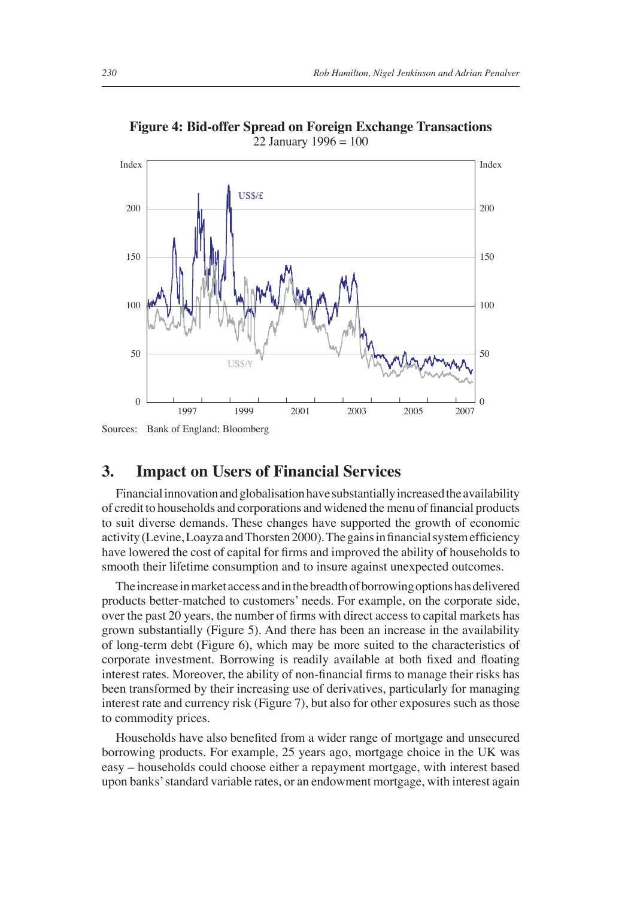**Figure 4: Bid-offer Spread on Foreign Exchange Transactions**
22 January 1996 = 100

Sources: Bank of England; Bloomberg

## 3. Impact on Users of Financial Services

Financial innovation and globalisation have substantially increased the availability of credit to households and corporations and widened the menu of financial products to suit diverse demands. These changes have supported the growth of economic activity (Levine, Loayza and Thorsten 2000). The gains in financial system efficiency have lowered the cost of capital for firms and improved the ability of households to smooth their lifetime consumption and to insure against unexpected outcomes.

The increase in market access and in the breadth of borrowing options has delivered products better-matched to customers' needs. For example, on the corporate side, over the past 20 years, the number of firms with direct access to capital markets has grown substantially (Figure 5). And there has been an increase in the availability of long-term debt (Figure 6), which may be more suited to the characteristics of corporate investment. Borrowing is readily available at both fixed and floating interest rates. Moreover, the ability of non-financial firms to manage their risks has been transformed by their increasing use of derivatives, particularly for managing interest rate and currency risk (Figure 7), but also for other exposures such as those to commodity prices.

Households have also benefited from a wider range of mortgage and unsecured borrowing products. For example, 25 years ago, mortgage choice in the UK was easy – households could choose either a repayment mortgage, with interest based upon banks' standard variable rates, or an endowment mortgage, with interest again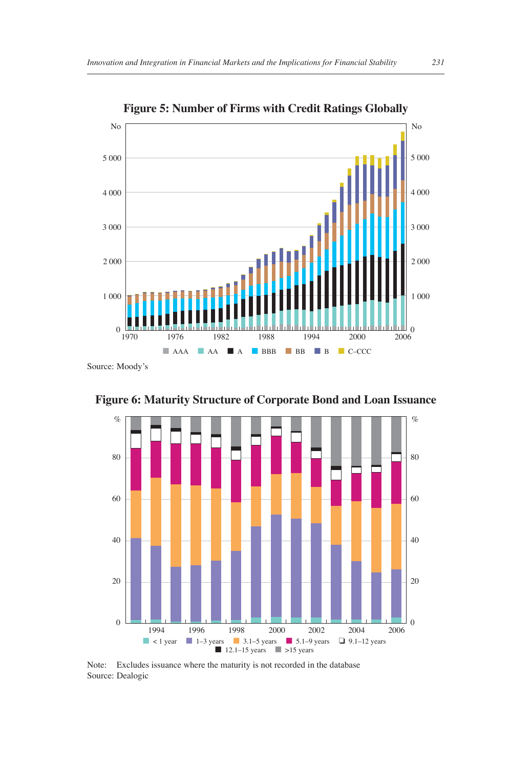## Figure 5: Number of Firms with Credit Ratings Globally

Source: Moody's

## Figure 6: Maturity Structure of Corporate Bond and Loan Issuance

Note: Excludes issuance where the maturity is not recorded in the database

Source: Dealogic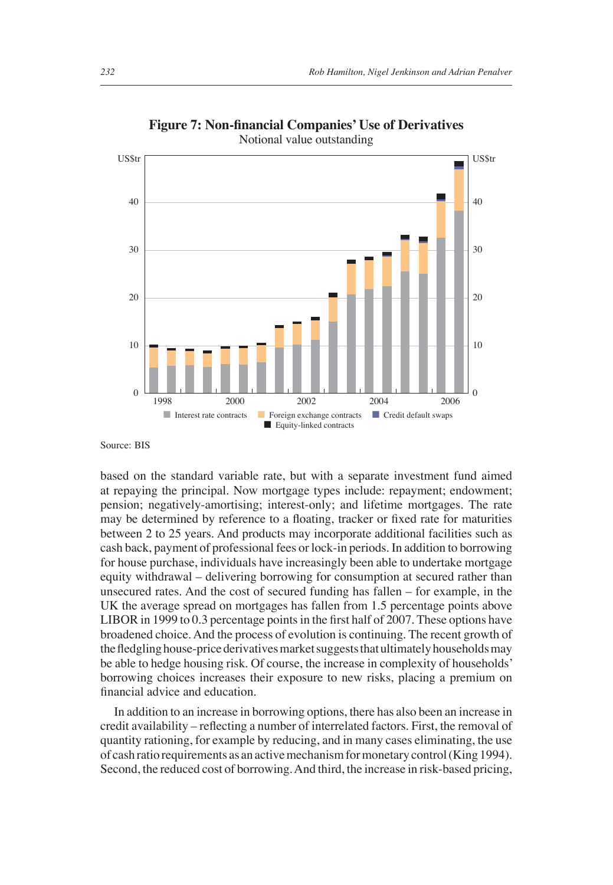**Figure 7: Non-financial Companies' Use of Derivatives**

Notional value outstanding

Source: BIS

based on the standard variable rate, but with a separate investment fund aimed at repaying the principal. Now mortgage types include: repayment; endowment; pension; negatively-amortising; interest-only; and lifetime mortgages. The rate may be determined by reference to a floating, tracker or fixed rate for maturities between 2 to 25 years. And products may incorporate additional facilities such as cash back, payment of professional fees or lock-in periods. In addition to borrowing for house purchase, individuals have increasingly been able to undertake mortgage equity withdrawal – delivering borrowing for consumption at secured rather than unsecured rates. And the cost of secured funding has fallen – for example, in the UK the average spread on mortgages has fallen from 1.5 percentage points above LIBOR in 1999 to 0.3 percentage points in the first half of 2007. These options have broadened choice. And the process of evolution is continuing. The recent growth of the fledgling house-price derivatives market suggests that ultimately households may be able to hedge housing risk. Of course, the increase in complexity of households' borrowing choices increases their exposure to new risks, placing a premium on financial advice and education.

In addition to an increase in borrowing options, there has also been an increase in credit availability – reflecting a number of interrelated factors. First, the removal of quantity rationing, for example by reducing, and in many cases eliminating, the use of cash ratio requirements as an active mechanism for monetary control (King 1994). Second, the reduced cost of borrowing. And third, the increase in risk-based pricing,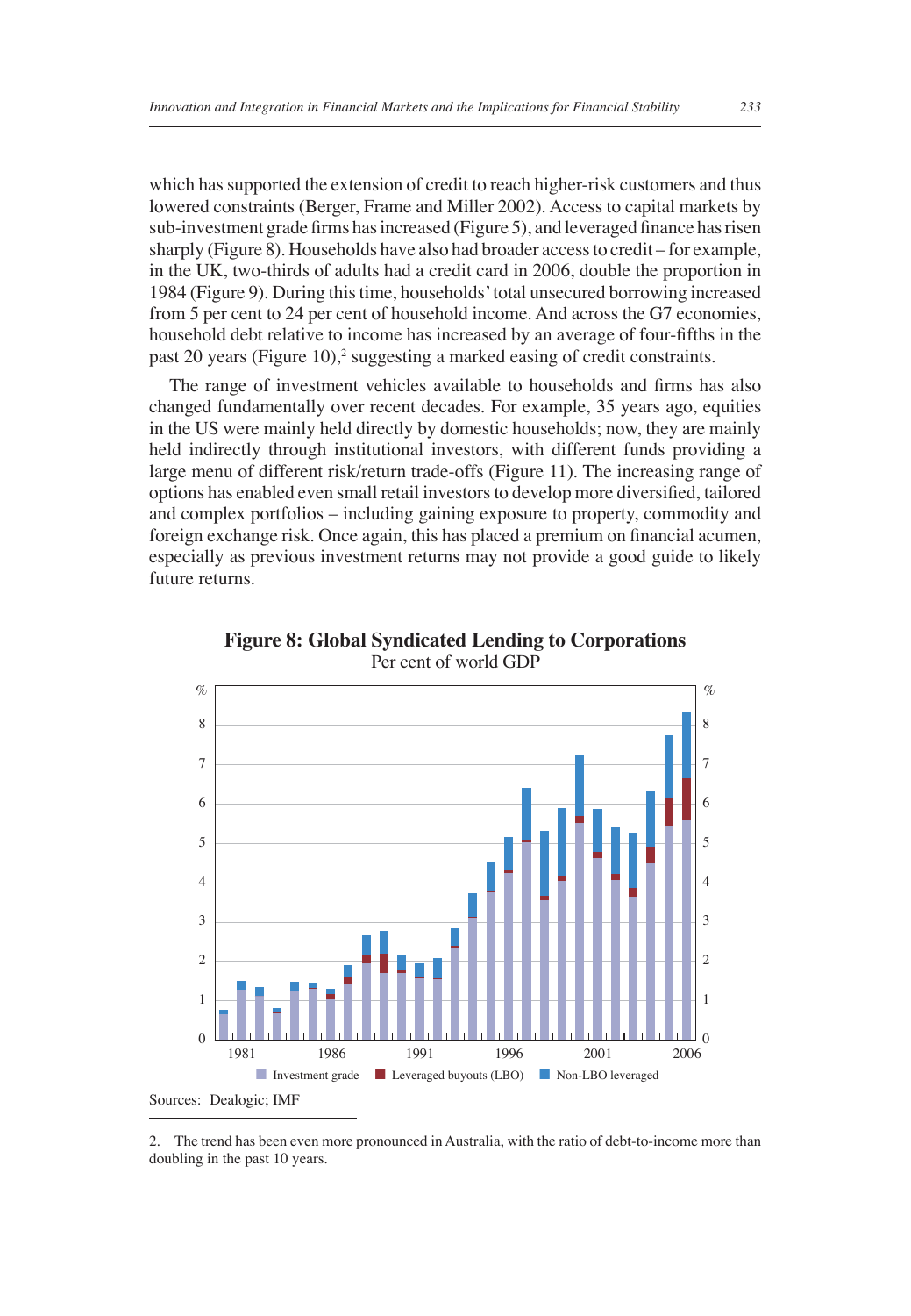which has supported the extension of credit to reach higher-risk customers and thus lowered constraints (Berger, Frame and Miller 2002). Access to capital markets by sub-investment grade firms has increased (Figure 5), and leveraged finance has risen sharply (Figure 8). Households have also had broader access to credit – for example, in the UK, two-thirds of adults had a credit card in 2006, double the proportion in 1984 (Figure 9). During this time, households' total unsecured borrowing increased from 5 per cent to 24 per cent of household income. And across the G7 economies, household debt relative to income has increased by an average of four-fifths in the past 20 years (Figure 10),[2] suggesting a marked easing of credit constraints.

The range of investment vehicles available to households and firms has also changed fundamentally over recent decades. For example, 35 years ago, equities in the US were mainly held directly by domestic households; now, they are mainly held indirectly through institutional investors, with different funds providing a large menu of different risk/return trade-offs (Figure 11). The increasing range of options has enabled even small retail investors to develop more diversified, tailored and complex portfolios – including gaining exposure to property, commodity and foreign exchange risk. Once again, this has placed a premium on financial acumen, especially as previous investment returns may not provide a good guide to likely future returns.

**Figure 8: Global Syndicated Lending to Corporations**
Per cent of world GDP

Legend: Investment grade; Leveraged buyouts (LBO); Non-LBO leveraged

Sources: Dealogic; IMF

2. The trend has been even more pronounced in Australia, with the ratio of debt-to-income more than doubling in the past 10 years.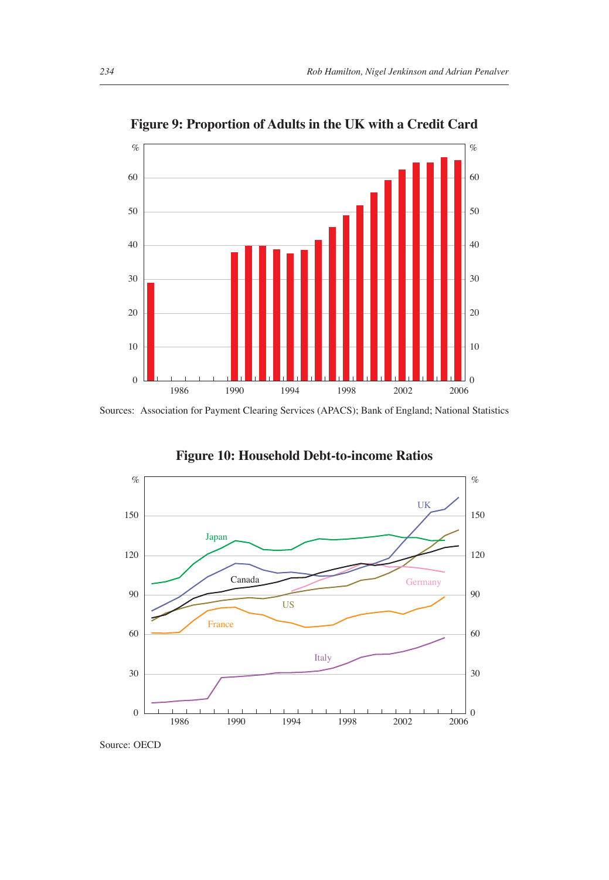**Figure 9: Proportion of Adults in the UK with a Credit Card**

Sources: Association for Payment Clearing Services (APACS); Bank of England; National Statistics

**Figure 10: Household Debt-to-income Ratios**

Source: OECD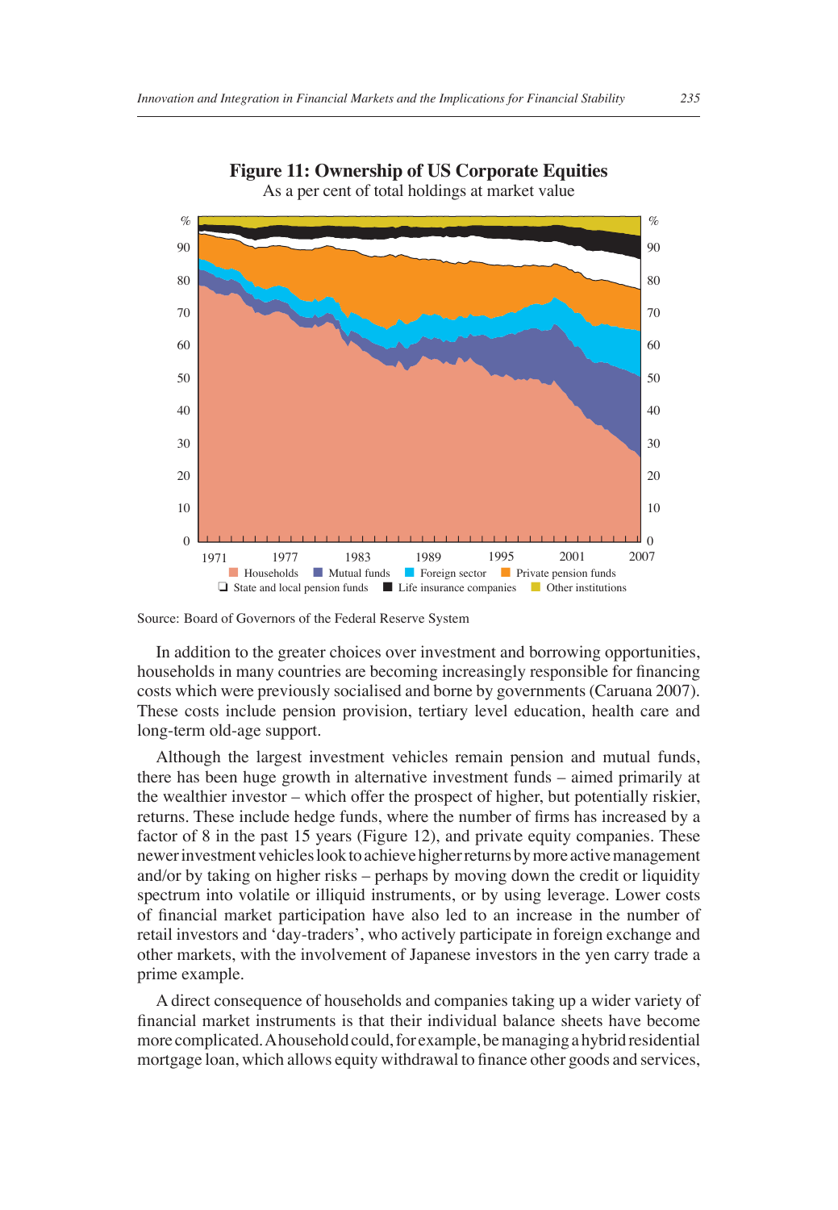**Figure 11: Ownership of US Corporate Equities**

As a per cent of total holdings at market value

Source: Board of Governors of the Federal Reserve System

In addition to the greater choices over investment and borrowing opportunities, households in many countries are becoming increasingly responsible for financing costs which were previously socialised and borne by governments (Caruana 2007). These costs include pension provision, tertiary level education, health care and long-term old-age support.

Although the largest investment vehicles remain pension and mutual funds, there has been huge growth in alternative investment funds – aimed primarily at the wealthier investor – which offer the prospect of higher, but potentially riskier, returns. These include hedge funds, where the number of firms has increased by a factor of 8 in the past 15 years (Figure 12), and private equity companies. These newer investment vehicles look to achieve higher returns by more active management and/or by taking on higher risks – perhaps by moving down the credit or liquidity spectrum into volatile or illiquid instruments, or by using leverage. Lower costs of financial market participation have also led to an increase in the number of retail investors and 'day-traders', who actively participate in foreign exchange and other markets, with the involvement of Japanese investors in the yen carry trade a prime example.

A direct consequence of households and companies taking up a wider variety of financial market instruments is that their individual balance sheets have become more complicated. A household could, for example, be managing a hybrid residential mortgage loan, which allows equity withdrawal to finance other goods and services,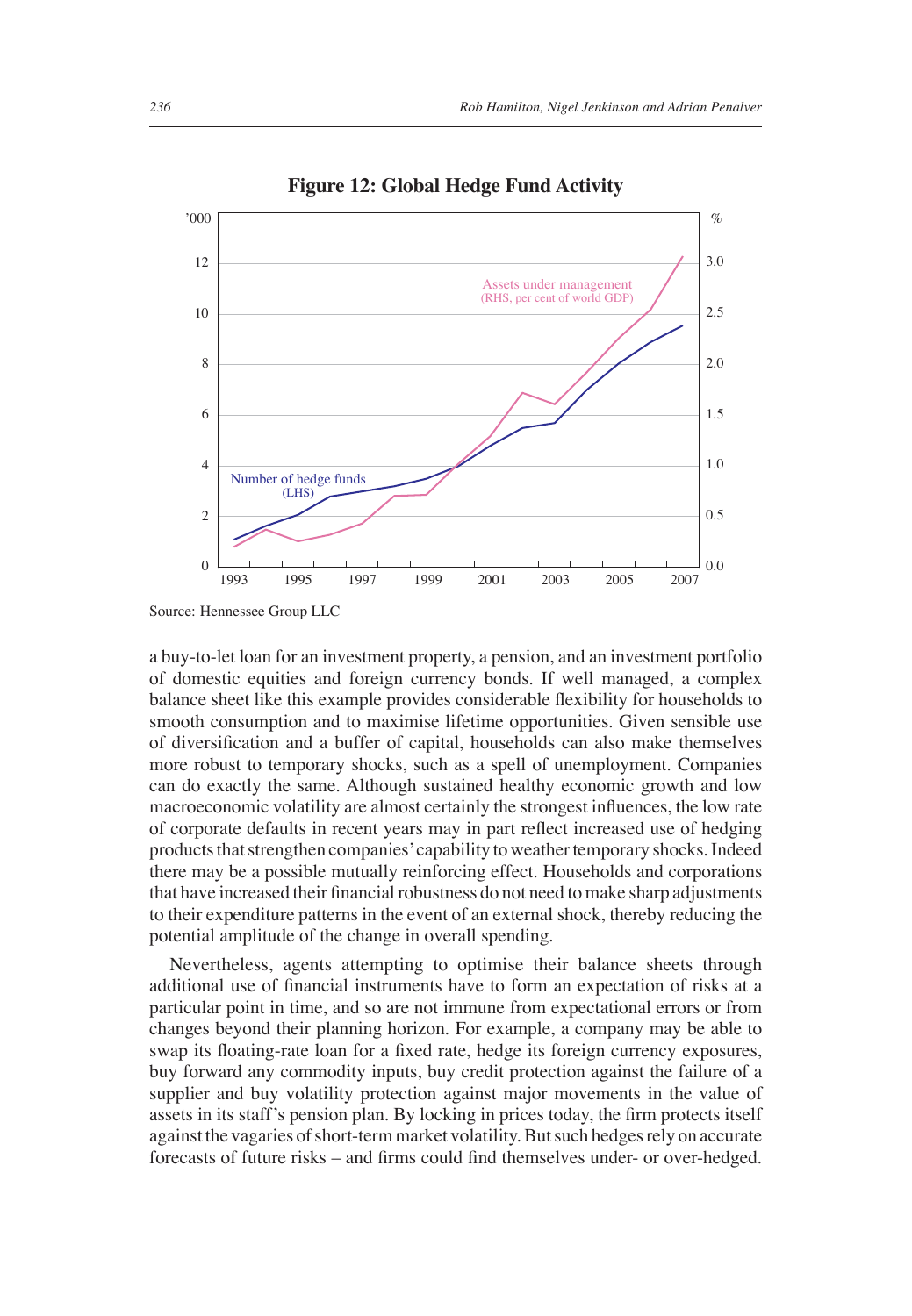**Figure 12: Global Hedge Fund Activity**

Source: Hennessee Group LLC

a buy-to-let loan for an investment property, a pension, and an investment portfolio of domestic equities and foreign currency bonds. If well managed, a complex balance sheet like this example provides considerable flexibility for households to smooth consumption and to maximise lifetime opportunities. Given sensible use of diversification and a buffer of capital, households can also make themselves more robust to temporary shocks, such as a spell of unemployment. Companies can do exactly the same. Although sustained healthy economic growth and low macroeconomic volatility are almost certainly the strongest influences, the low rate of corporate defaults in recent years may in part reflect increased use of hedging products that strengthen companies' capability to weather temporary shocks. Indeed there may be a possible mutually reinforcing effect. Households and corporations that have increased their financial robustness do not need to make sharp adjustments to their expenditure patterns in the event of an external shock, thereby reducing the potential amplitude of the change in overall spending.

Nevertheless, agents attempting to optimise their balance sheets through additional use of financial instruments have to form an expectation of risks at a particular point in time, and so are not immune from expectational errors or from changes beyond their planning horizon. For example, a company may be able to swap its floating-rate loan for a fixed rate, hedge its foreign currency exposures, buy forward any commodity inputs, buy credit protection against the failure of a supplier and buy volatility protection against major movements in the value of assets in its staff's pension plan. By locking in prices today, the firm protects itself against the vagaries of short-term market volatility. But such hedges rely on accurate forecasts of future risks – and firms could find themselves under- or over-hedged.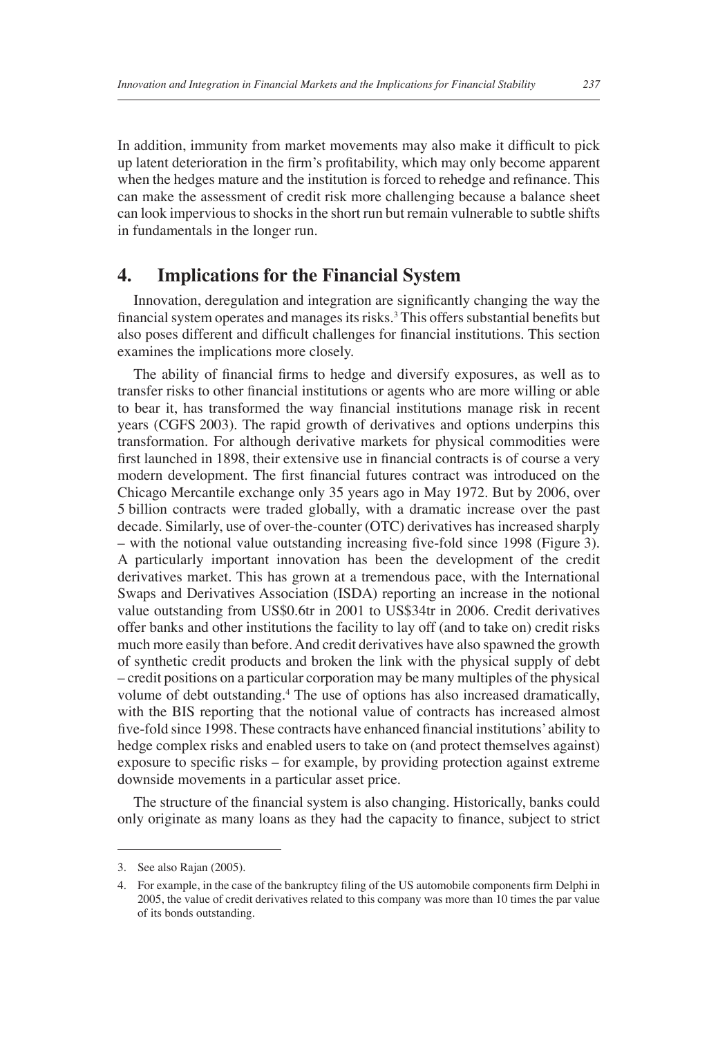In addition, immunity from market movements may also make it difficult to pick up latent deterioration in the firm's profitability, which may only become apparent when the hedges mature and the institution is forced to rehedge and refinance. This can make the assessment of credit risk more challenging because a balance sheet can look impervious to shocks in the short run but remain vulnerable to subtle shifts in fundamentals in the longer run.

## 4. Implications for the Financial System

Innovation, deregulation and integration are significantly changing the way the financial system operates and manages its risks.[3] This offers substantial benefits but also poses different and difficult challenges for financial institutions. This section examines the implications more closely.

The ability of financial firms to hedge and diversify exposures, as well as to transfer risks to other financial institutions or agents who are more willing or able to bear it, has transformed the way financial institutions manage risk in recent years (CGFS 2003). The rapid growth of derivatives and options underpins this transformation. For although derivative markets for physical commodities were first launched in 1898, their extensive use in financial contracts is of course a very modern development. The first financial futures contract was introduced on the Chicago Mercantile exchange only 35 years ago in May 1972. But by 2006, over 5 billion contracts were traded globally, with a dramatic increase over the past decade. Similarly, use of over-the-counter (OTC) derivatives has increased sharply – with the notional value outstanding increasing five-fold since 1998 (Figure 3). A particularly important innovation has been the development of the credit derivatives market. This has grown at a tremendous pace, with the International Swaps and Derivatives Association (ISDA) reporting an increase in the notional value outstanding from US$0.6tr in 2001 to US$34tr in 2006. Credit derivatives offer banks and other institutions the facility to lay off (and to take on) credit risks much more easily than before. And credit derivatives have also spawned the growth of synthetic credit products and broken the link with the physical supply of debt – credit positions on a particular corporation may be many multiples of the physical volume of debt outstanding.[4] The use of options has also increased dramatically, with the BIS reporting that the notional value of contracts has increased almost five-fold since 1998. These contracts have enhanced financial institutions' ability to hedge complex risks and enabled users to take on (and protect themselves against) exposure to specific risks – for example, by providing protection against extreme downside movements in a particular asset price.

The structure of the financial system is also changing. Historically, banks could only originate as many loans as they had the capacity to finance, subject to strict

---

3. See also Rajan (2005).

4. For example, in the case of the bankruptcy filing of the US automobile components firm Delphi in 2005, the value of credit derivatives related to this company was more than 10 times the par value of its bonds outstanding.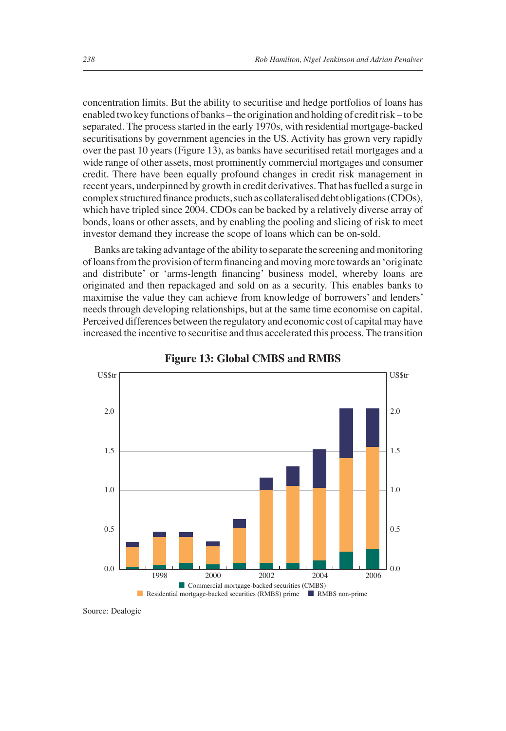concentration limits. But the ability to securitise and hedge portfolios of loans has enabled two key functions of banks – the origination and holding of credit risk – to be separated. The process started in the early 1970s, with residential mortgage-backed securitisations by government agencies in the US. Activity has grown very rapidly over the past 10 years (Figure 13), as banks have securitised retail mortgages and a wide range of other assets, most prominently commercial mortgages and consumer credit. There have been equally profound changes in credit risk management in recent years, underpinned by growth in credit derivatives. That has fuelled a surge in complex structured finance products, such as collateralised debt obligations (CDOs), which have tripled since 2004. CDOs can be backed by a relatively diverse array of bonds, loans or other assets, and by enabling the pooling and slicing of risk to meet investor demand they increase the scope of loans which can be on-sold.

Banks are taking advantage of the ability to separate the screening and monitoring of loans from the provision of term financing and moving more towards an 'originate and distribute' or 'arms-length financing' business model, whereby loans are originated and then repackaged and sold on as a security. This enables banks to maximise the value they can achieve from knowledge of borrowers' and lenders' needs through developing relationships, but at the same time economise on capital. Perceived differences between the regulatory and economic cost of capital may have increased the incentive to securitise and thus accelerated this process. The transition

**Figure 13: Global CMBS and RMBS**

Source: Dealogic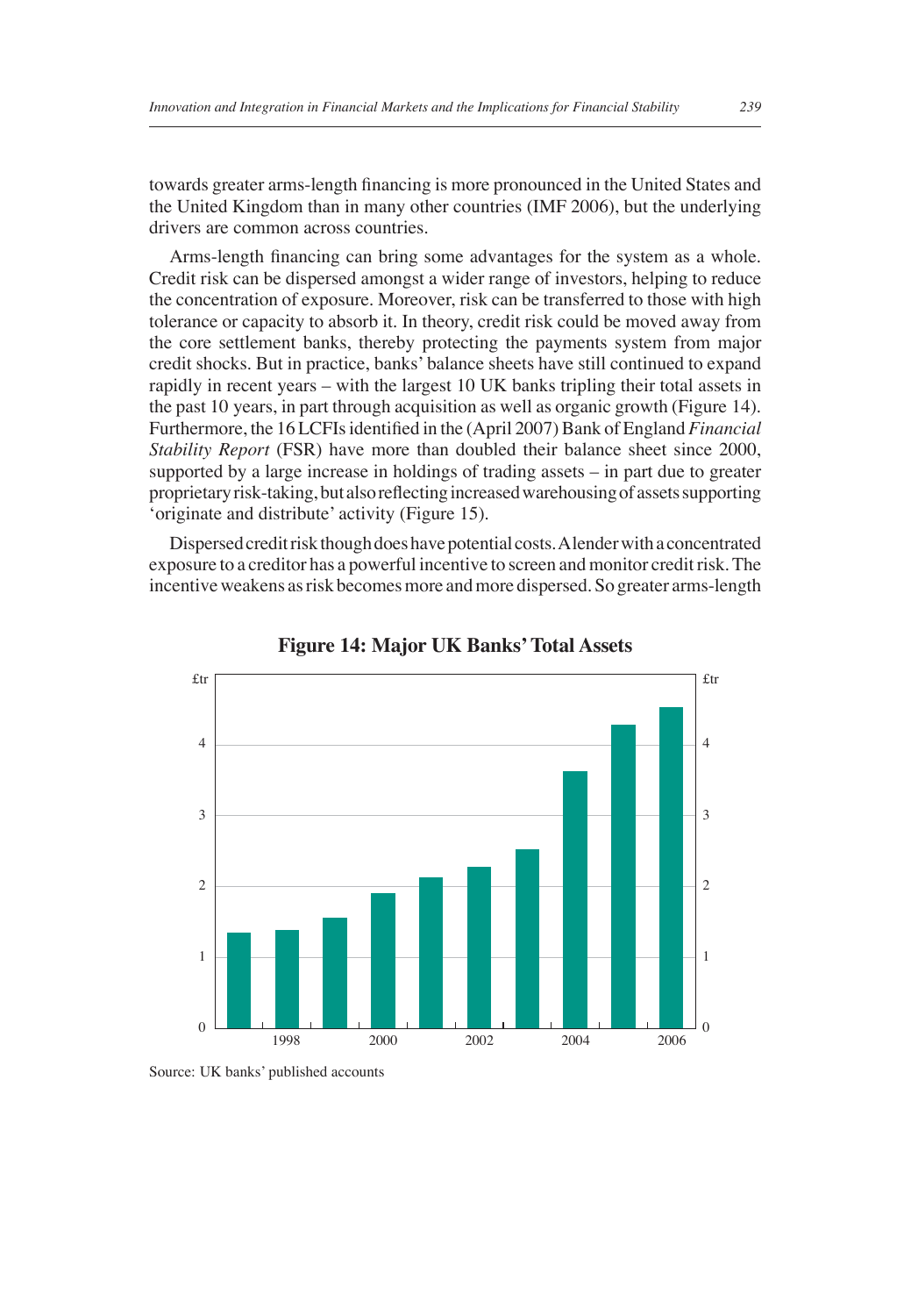towards greater arms-length financing is more pronounced in the United States and the United Kingdom than in many other countries (IMF 2006), but the underlying drivers are common across countries.

Arms-length financing can bring some advantages for the system as a whole. Credit risk can be dispersed amongst a wider range of investors, helping to reduce the concentration of exposure. Moreover, risk can be transferred to those with high tolerance or capacity to absorb it. In theory, credit risk could be moved away from the core settlement banks, thereby protecting the payments system from major credit shocks. But in practice, banks' balance sheets have still continued to expand rapidly in recent years – with the largest 10 UK banks tripling their total assets in the past 10 years, in part through acquisition as well as organic growth (Figure 14). Furthermore, the 16 LCFIs identified in the (April 2007) Bank of England *Financial Stability Report* (FSR) have more than doubled their balance sheet since 2000, supported by a large increase in holdings of trading assets – in part due to greater proprietary risk-taking, but also reflecting increased warehousing of assets supporting 'originate and distribute' activity (Figure 15).

Dispersed credit risk though does have potential costs. A lender with a concentrated exposure to a creditor has a powerful incentive to screen and monitor credit risk. The incentive weakens as risk becomes more and more dispersed. So greater arms-length

**Figure 14: Major UK Banks' Total Assets**

Source: UK banks' published accounts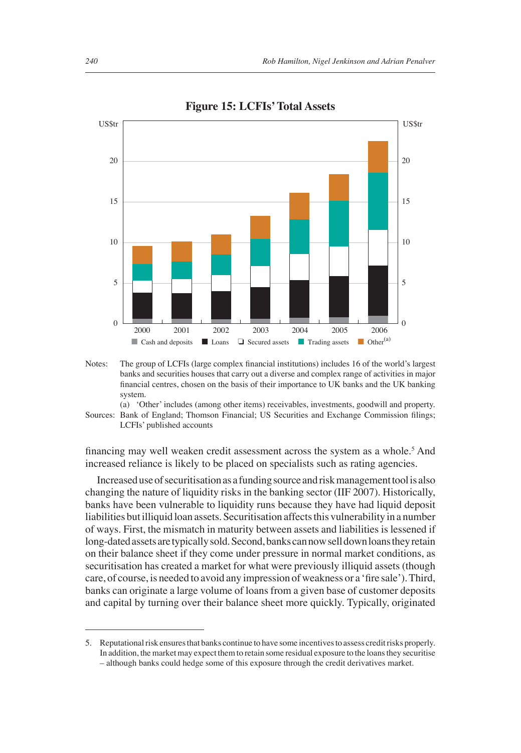**Figure 15: LCFIs' Total Assets**

Notes: The group of LCFIs (large complex financial institutions) includes 16 of the world's largest banks and securities houses that carry out a diverse and complex range of activities in major financial centres, chosen on the basis of their importance to UK banks and the UK banking system.

(a) 'Other' includes (among other items) receivables, investments, goodwill and property.

Sources: Bank of England; Thomson Financial; US Securities and Exchange Commission filings; LCFIs' published accounts

financing may well weaken credit assessment across the system as a whole.[5] And increased reliance is likely to be placed on specialists such as rating agencies.

Increased use of securitisation as a funding source and risk management tool is also changing the nature of liquidity risks in the banking sector (IIF 2007). Historically, banks have been vulnerable to liquidity runs because they have had liquid deposit liabilities but illiquid loan assets. Securitisation affects this vulnerability in a number of ways. First, the mismatch in maturity between assets and liabilities is lessened if long-dated assets are typically sold. Second, banks can now sell down loans they retain on their balance sheet if they come under pressure in normal market conditions, as securitisation has created a market for what were previously illiquid assets (though care, of course, is needed to avoid any impression of weakness or a 'fire sale'). Third, banks can originate a large volume of loans from a given base of customer deposits and capital by turning over their balance sheet more quickly. Typically, originated

---

5. Reputational risk ensures that banks continue to have some incentives to assess credit risks properly. In addition, the market may expect them to retain some residual exposure to the loans they securitise – although banks could hedge some of this exposure through the credit derivatives market.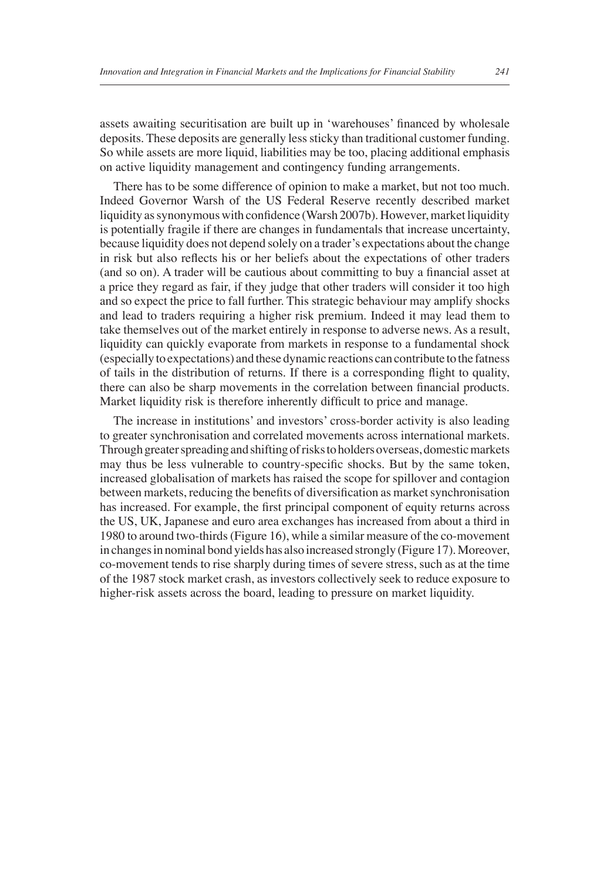assets awaiting securitisation are built up in 'warehouses' financed by wholesale deposits. These deposits are generally less sticky than traditional customer funding. So while assets are more liquid, liabilities may be too, placing additional emphasis on active liquidity management and contingency funding arrangements.

There has to be some difference of opinion to make a market, but not too much. Indeed Governor Warsh of the US Federal Reserve recently described market liquidity as synonymous with confidence (Warsh 2007b). However, market liquidity is potentially fragile if there are changes in fundamentals that increase uncertainty, because liquidity does not depend solely on a trader's expectations about the change in risk but also reflects his or her beliefs about the expectations of other traders (and so on). A trader will be cautious about committing to buy a financial asset at a price they regard as fair, if they judge that other traders will consider it too high and so expect the price to fall further. This strategic behaviour may amplify shocks and lead to traders requiring a higher risk premium. Indeed it may lead them to take themselves out of the market entirely in response to adverse news. As a result, liquidity can quickly evaporate from markets in response to a fundamental shock (especially to expectations) and these dynamic reactions can contribute to the fatness of tails in the distribution of returns. If there is a corresponding flight to quality, there can also be sharp movements in the correlation between financial products. Market liquidity risk is therefore inherently difficult to price and manage.

The increase in institutions' and investors' cross-border activity is also leading to greater synchronisation and correlated movements across international markets. Through greater spreading and shifting of risks to holders overseas, domestic markets may thus be less vulnerable to country-specific shocks. But by the same token, increased globalisation of markets has raised the scope for spillover and contagion between markets, reducing the benefits of diversification as market synchronisation has increased. For example, the first principal component of equity returns across the US, UK, Japanese and euro area exchanges has increased from about a third in 1980 to around two-thirds (Figure 16), while a similar measure of the co-movement in changes in nominal bond yields has also increased strongly (Figure 17). Moreover, co-movement tends to rise sharply during times of severe stress, such as at the time of the 1987 stock market crash, as investors collectively seek to reduce exposure to higher-risk assets across the board, leading to pressure on market liquidity.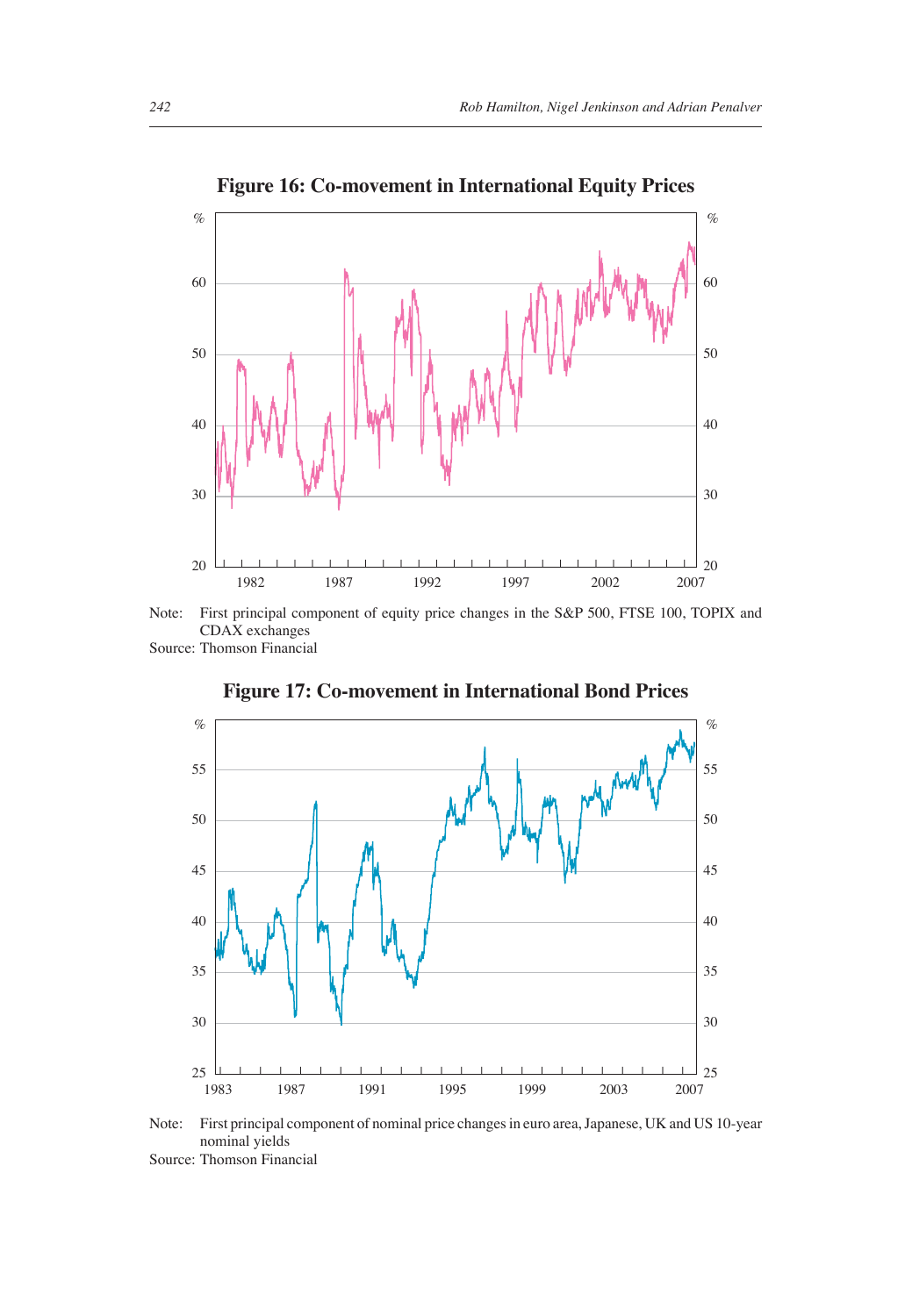**Figure 16: Co-movement in International Equity Prices**

Note: First principal component of equity price changes in the S&P 500, FTSE 100, TOPIX and CDAX exchanges

Source: Thomson Financial

**Figure 17: Co-movement in International Bond Prices**

Note: First principal component of nominal price changes in euro area, Japanese, UK and US 10-year nominal yields

Source: Thomson Financial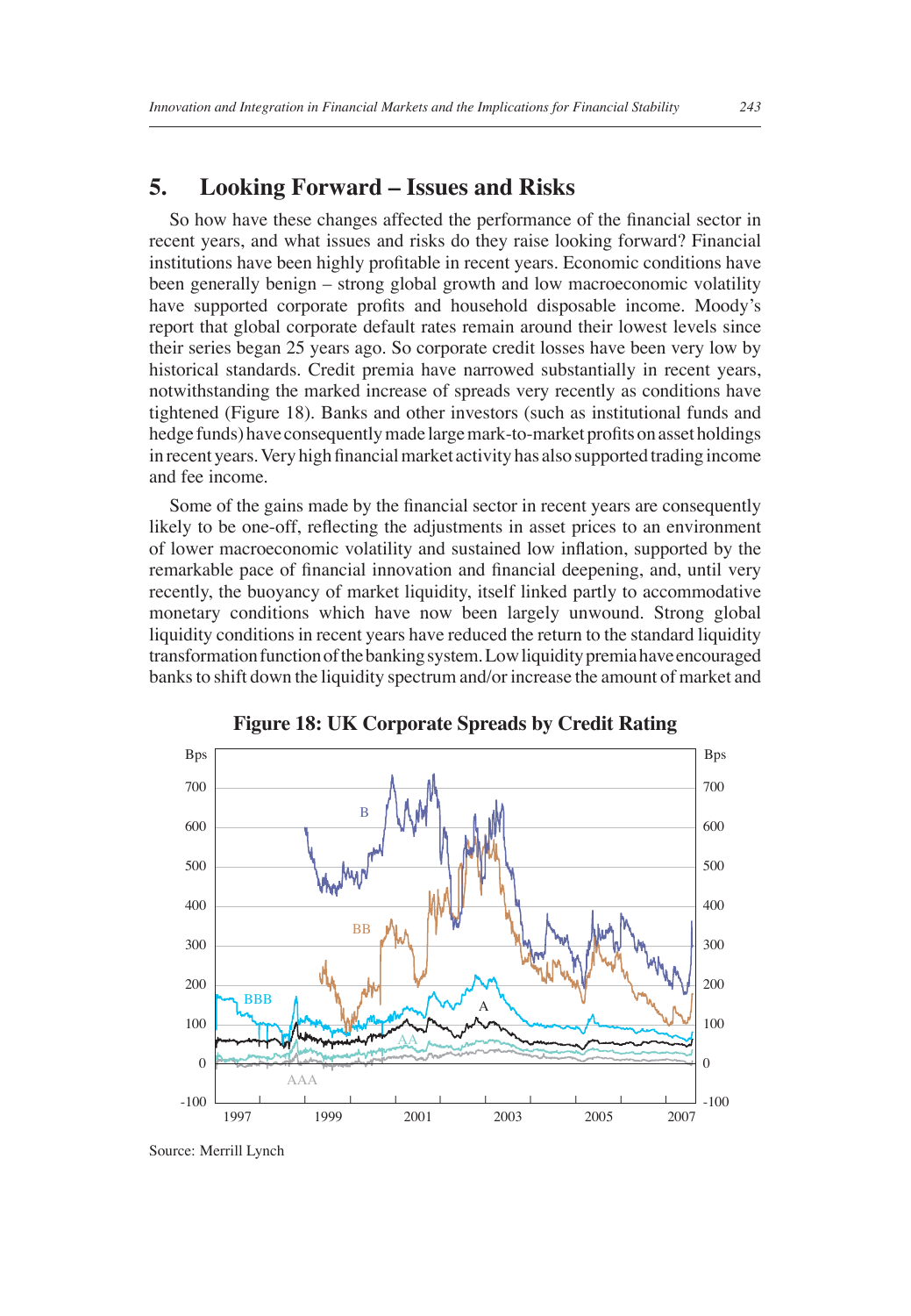## 5. Looking Forward – Issues and Risks

So how have these changes affected the performance of the financial sector in recent years, and what issues and risks do they raise looking forward? Financial institutions have been highly profitable in recent years. Economic conditions have been generally benign – strong global growth and low macroeconomic volatility have supported corporate profits and household disposable income. Moody's report that global corporate default rates remain around their lowest levels since their series began 25 years ago. So corporate credit losses have been very low by historical standards. Credit premia have narrowed substantially in recent years, notwithstanding the marked increase of spreads very recently as conditions have tightened (Figure 18). Banks and other investors (such as institutional funds and hedge funds) have consequently made large mark-to-market profits on asset holdings in recent years. Very high financial market activity has also supported trading income and fee income.

Some of the gains made by the financial sector in recent years are consequently likely to be one-off, reflecting the adjustments in asset prices to an environment of lower macroeconomic volatility and sustained low inflation, supported by the remarkable pace of financial innovation and financial deepening, and, until very recently, the buoyancy of market liquidity, itself linked partly to accommodative monetary conditions which have now been largely unwound. Strong global liquidity conditions in recent years have reduced the return to the standard liquidity transformation function of the banking system. Low liquidity premia have encouraged banks to shift down the liquidity spectrum and/or increase the amount of market and

**Figure 18: UK Corporate Spreads by Credit Rating**

Source: Merrill Lynch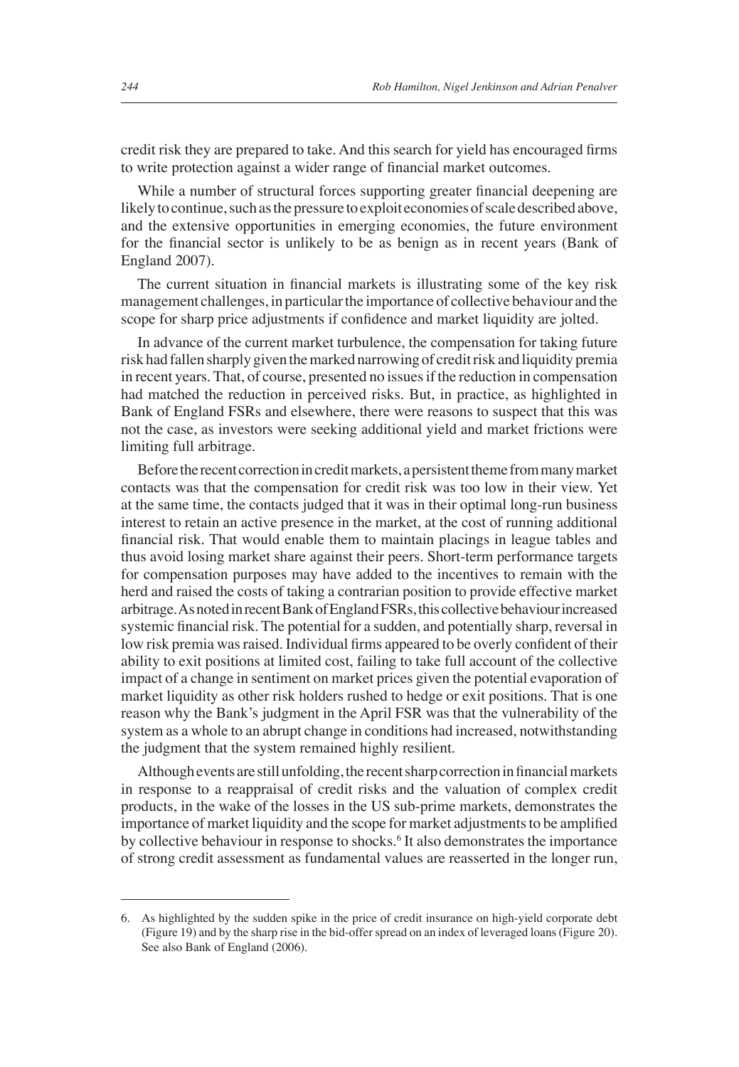credit risk they are prepared to take. And this search for yield has encouraged firms to write protection against a wider range of financial market outcomes.

While a number of structural forces supporting greater financial deepening are likely to continue, such as the pressure to exploit economies of scale described above, and the extensive opportunities in emerging economies, the future environment for the financial sector is unlikely to be as benign as in recent years (Bank of England 2007).

The current situation in financial markets is illustrating some of the key risk management challenges, in particular the importance of collective behaviour and the scope for sharp price adjustments if confidence and market liquidity are jolted.

In advance of the current market turbulence, the compensation for taking future risk had fallen sharply given the marked narrowing of credit risk and liquidity premia in recent years. That, of course, presented no issues if the reduction in compensation had matched the reduction in perceived risks. But, in practice, as highlighted in Bank of England FSRs and elsewhere, there were reasons to suspect that this was not the case, as investors were seeking additional yield and market frictions were limiting full arbitrage.

Before the recent correction in credit markets, a persistent theme from many market contacts was that the compensation for credit risk was too low in their view. Yet at the same time, the contacts judged that it was in their optimal long-run business interest to retain an active presence in the market, at the cost of running additional financial risk. That would enable them to maintain placings in league tables and thus avoid losing market share against their peers. Short-term performance targets for compensation purposes may have added to the incentives to remain with the herd and raised the costs of taking a contrarian position to provide effective market arbitrage. As noted in recent Bank of England FSRs, this collective behaviour increased systemic financial risk. The potential for a sudden, and potentially sharp, reversal in low risk premia was raised. Individual firms appeared to be overly confident of their ability to exit positions at limited cost, failing to take full account of the collective impact of a change in sentiment on market prices given the potential evaporation of market liquidity as other risk holders rushed to hedge or exit positions. That is one reason why the Bank's judgment in the April FSR was that the vulnerability of the system as a whole to an abrupt change in conditions had increased, notwithstanding the judgment that the system remained highly resilient.

Although events are still unfolding, the recent sharp correction in financial markets in response to a reappraisal of credit risks and the valuation of complex credit products, in the wake of the losses in the US sub-prime markets, demonstrates the importance of market liquidity and the scope for market adjustments to be amplified by collective behaviour in response to shocks.[6] It also demonstrates the importance of strong credit assessment as fundamental values are reasserted in the longer run,

---

6. As highlighted by the sudden spike in the price of credit insurance on high-yield corporate debt (Figure 19) and by the sharp rise in the bid-offer spread on an index of leveraged loans (Figure 20). See also Bank of England (2006).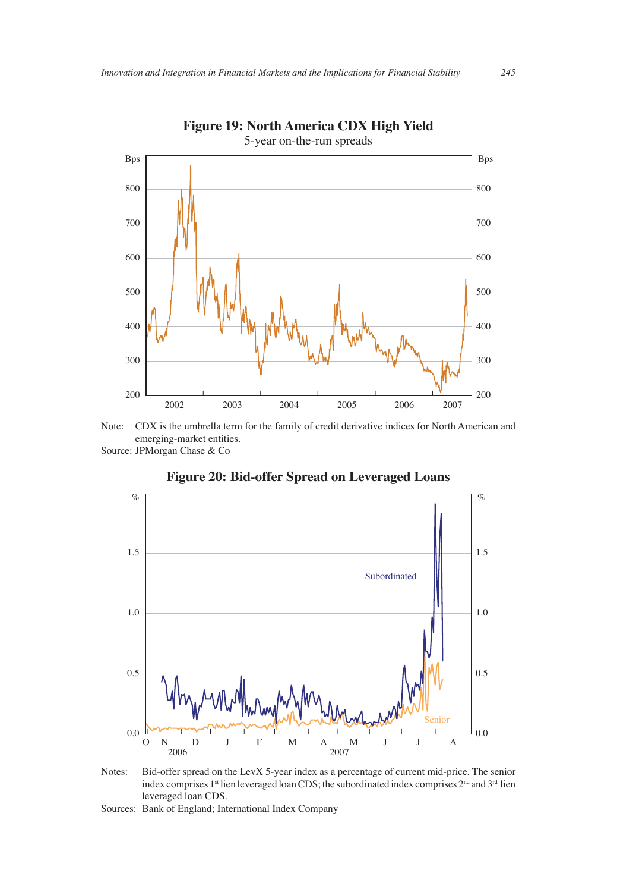**Figure 19: North America CDX High Yield**

5-year on-the-run spreads

Note: CDX is the umbrella term for the family of credit derivative indices for North American and emerging-market entities.

Source: JPMorgan Chase & Co

**Figure 20: Bid-offer Spread on Leveraged Loans**

Notes: Bid-offer spread on the LevX 5-year index as a percentage of current mid-price. The senior index comprises 1st lien leveraged loan CDS; the subordinated index comprises 2nd and 3rd lien leveraged loan CDS.

Sources: Bank of England; International Index Company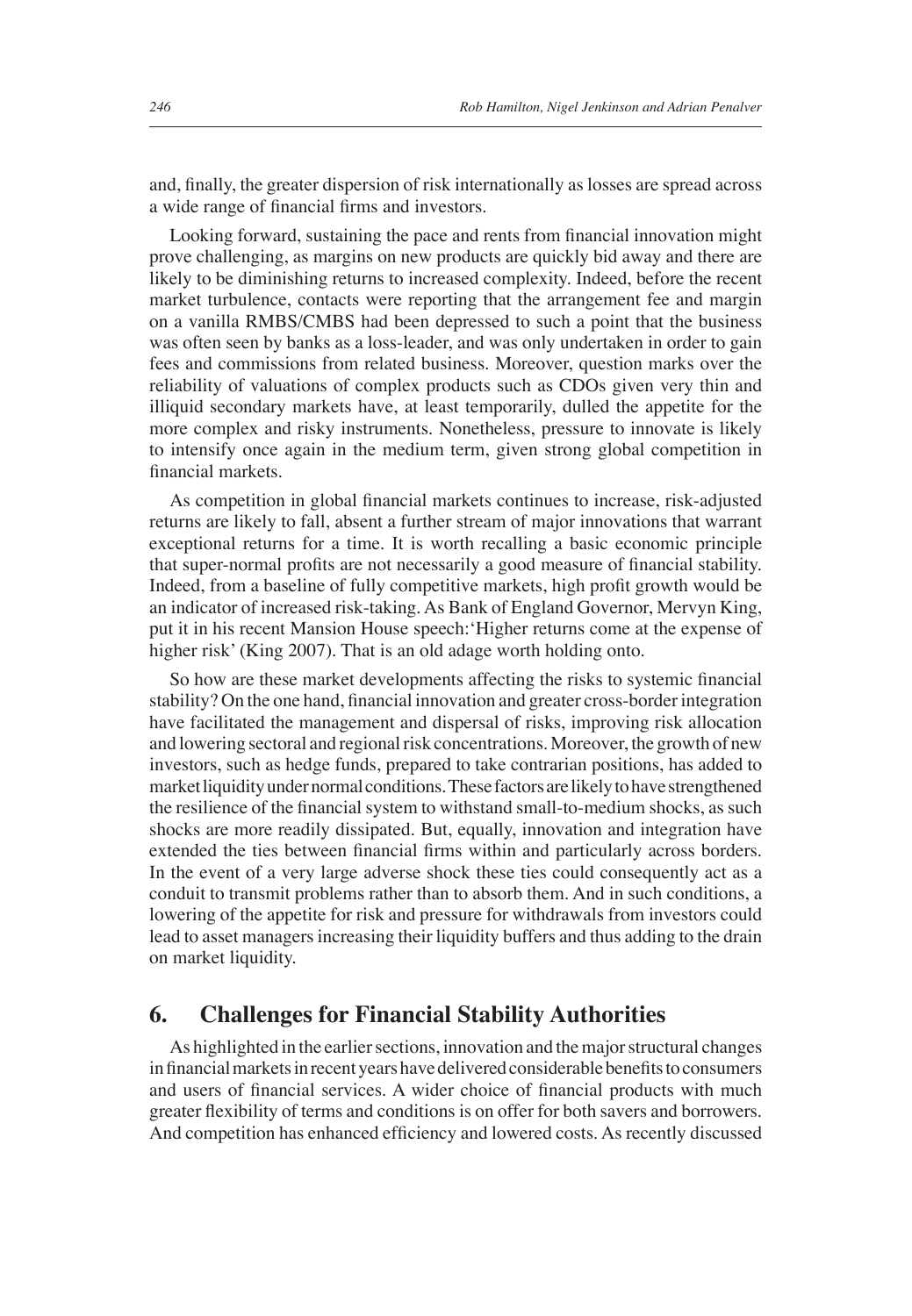and, finally, the greater dispersion of risk internationally as losses are spread across a wide range of financial firms and investors.

Looking forward, sustaining the pace and rents from financial innovation might prove challenging, as margins on new products are quickly bid away and there are likely to be diminishing returns to increased complexity. Indeed, before the recent market turbulence, contacts were reporting that the arrangement fee and margin on a vanilla RMBS/CMBS had been depressed to such a point that the business was often seen by banks as a loss-leader, and was only undertaken in order to gain fees and commissions from related business. Moreover, question marks over the reliability of valuations of complex products such as CDOs given very thin and illiquid secondary markets have, at least temporarily, dulled the appetite for the more complex and risky instruments. Nonetheless, pressure to innovate is likely to intensify once again in the medium term, given strong global competition in financial markets.

As competition in global financial markets continues to increase, risk-adjusted returns are likely to fall, absent a further stream of major innovations that warrant exceptional returns for a time. It is worth recalling a basic economic principle that super-normal profits are not necessarily a good measure of financial stability. Indeed, from a baseline of fully competitive markets, high profit growth would be an indicator of increased risk-taking. As Bank of England Governor, Mervyn King, put it in his recent Mansion House speech: 'Higher returns come at the expense of higher risk' (King 2007). That is an old adage worth holding onto.

So how are these market developments affecting the risks to systemic financial stability? On the one hand, financial innovation and greater cross-border integration have facilitated the management and dispersal of risks, improving risk allocation and lowering sectoral and regional risk concentrations. Moreover, the growth of new investors, such as hedge funds, prepared to take contrarian positions, has added to market liquidity under normal conditions. These factors are likely to have strengthened the resilience of the financial system to withstand small-to-medium shocks, as such shocks are more readily dissipated. But, equally, innovation and integration have extended the ties between financial firms within and particularly across borders. In the event of a very large adverse shock these ties could consequently act as a conduit to transmit problems rather than to absorb them. And in such conditions, a lowering of the appetite for risk and pressure for withdrawals from investors could lead to asset managers increasing their liquidity buffers and thus adding to the drain on market liquidity.

## 6. Challenges for Financial Stability Authorities

As highlighted in the earlier sections, innovation and the major structural changes in financial markets in recent years have delivered considerable benefits to consumers and users of financial services. A wider choice of financial products with much greater flexibility of terms and conditions is on offer for both savers and borrowers. And competition has enhanced efficiency and lowered costs. As recently discussed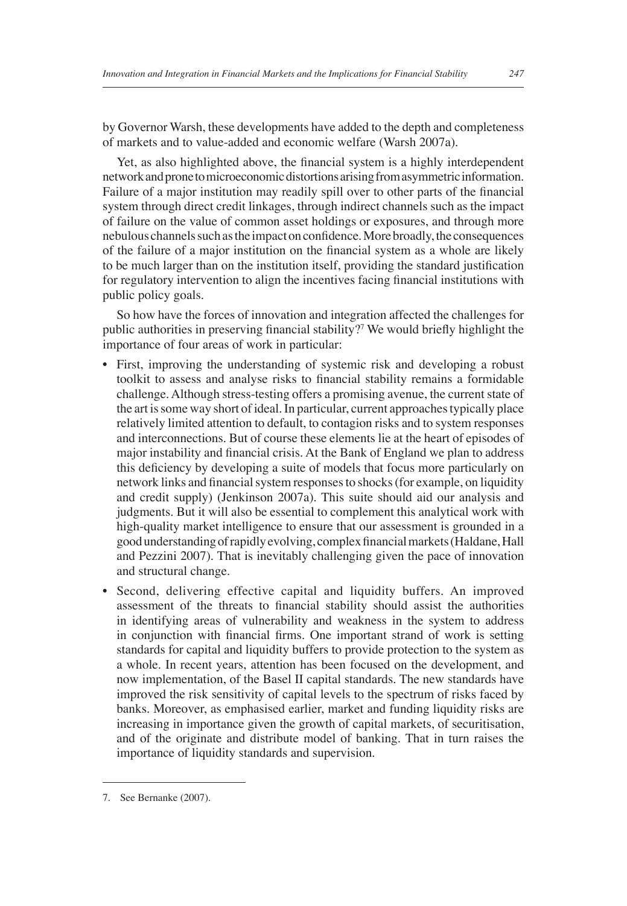by Governor Warsh, these developments have added to the depth and completeness of markets and to value-added and economic welfare (Warsh 2007a).

Yet, as also highlighted above, the financial system is a highly interdependent network and prone to microeconomic distortions arising from asymmetric information. Failure of a major institution may readily spill over to other parts of the financial system through direct credit linkages, through indirect channels such as the impact of failure on the value of common asset holdings or exposures, and through more nebulous channels such as the impact on confidence. More broadly, the consequences of the failure of a major institution on the financial system as a whole are likely to be much larger than on the institution itself, providing the standard justification for regulatory intervention to align the incentives facing financial institutions with public policy goals.

So how have the forces of innovation and integration affected the challenges for public authorities in preserving financial stability?[7] We would briefly highlight the importance of four areas of work in particular:

- First, improving the understanding of systemic risk and developing a robust toolkit to assess and analyse risks to financial stability remains a formidable challenge. Although stress-testing offers a promising avenue, the current state of the art is some way short of ideal. In particular, current approaches typically place relatively limited attention to default, to contagion risks and to system responses and interconnections. But of course these elements lie at the heart of episodes of major instability and financial crisis. At the Bank of England we plan to address this deficiency by developing a suite of models that focus more particularly on network links and financial system responses to shocks (for example, on liquidity and credit supply) (Jenkinson 2007a). This suite should aid our analysis and judgments. But it will also be essential to complement this analytical work with high-quality market intelligence to ensure that our assessment is grounded in a good understanding of rapidly evolving, complex financial markets (Haldane, Hall and Pezzini 2007). That is inevitably challenging given the pace of innovation and structural change.
- Second, delivering effective capital and liquidity buffers. An improved assessment of the threats to financial stability should assist the authorities in identifying areas of vulnerability and weakness in the system to address in conjunction with financial firms. One important strand of work is setting standards for capital and liquidity buffers to provide protection to the system as a whole. In recent years, attention has been focused on the development, and now implementation, of the Basel II capital standards. The new standards have improved the risk sensitivity of capital levels to the spectrum of risks faced by banks. Moreover, as emphasised earlier, market and funding liquidity risks are increasing in importance given the growth of capital markets, of securitisation, and of the originate and distribute model of banking. That in turn raises the importance of liquidity standards and supervision.

---

7. See Bernanke (2007).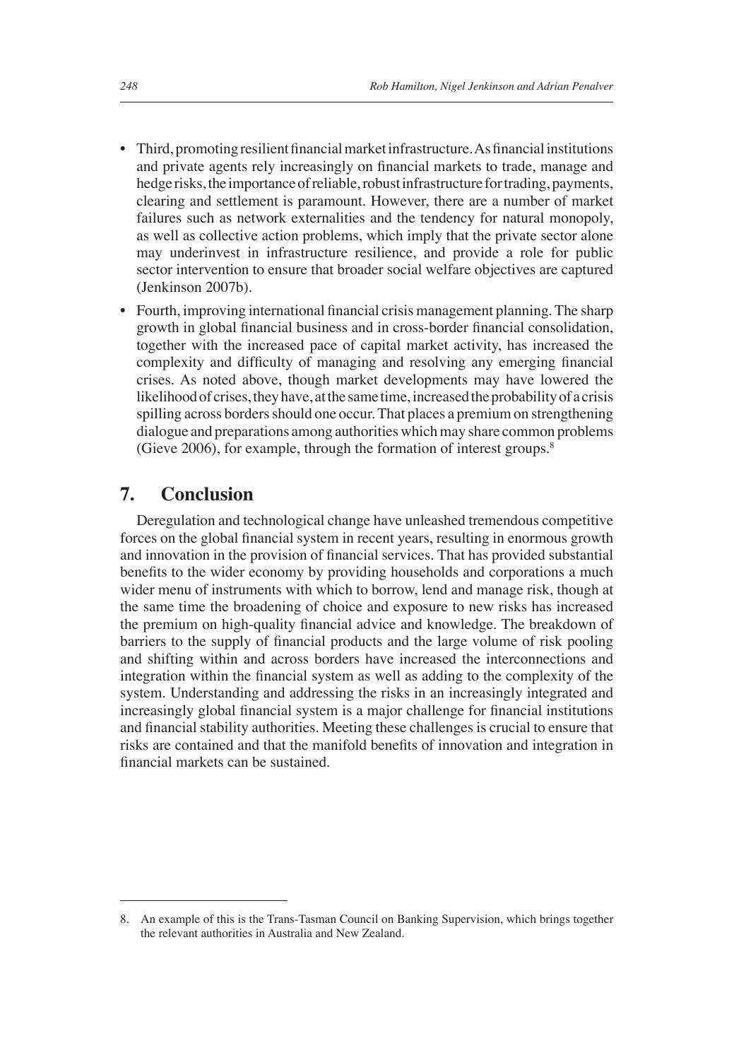- Third, promoting resilient financial market infrastructure. As financial institutions and private agents rely increasingly on financial markets to trade, manage and hedge risks, the importance of reliable, robust infrastructure for trading, payments, clearing and settlement is paramount. However, there are a number of market failures such as network externalities and the tendency for natural monopoly, as well as collective action problems, which imply that the private sector alone may underinvest in infrastructure resilience, and provide a role for public sector intervention to ensure that broader social welfare objectives are captured (Jenkinson 2007b).
- Fourth, improving international financial crisis management planning. The sharp growth in global financial business and in cross-border financial consolidation, together with the increased pace of capital market activity, has increased the complexity and difficulty of managing and resolving any emerging financial crises. As noted above, though market developments may have lowered the likelihood of crises, they have, at the same time, increased the probability of a crisis spilling across borders should one occur. That places a premium on strengthening dialogue and preparations among authorities which may share common problems (Gieve 2006), for example, through the formation of interest groups.[8]

## 7. Conclusion

Deregulation and technological change have unleashed tremendous competitive forces on the global financial system in recent years, resulting in enormous growth and innovation in the provision of financial services. That has provided substantial benefits to the wider economy by providing households and corporations a much wider menu of instruments with which to borrow, lend and manage risk, though at the same time the broadening of choice and exposure to new risks has increased the premium on high-quality financial advice and knowledge. The breakdown of barriers to the supply of financial products and the large volume of risk pooling and shifting within and across borders have increased the interconnections and integration within the financial system as well as adding to the complexity of the system. Understanding and addressing the risks in an increasingly integrated and increasingly global financial system is a major challenge for financial institutions and financial stability authorities. Meeting these challenges is crucial to ensure that risks are contained and that the manifold benefits of innovation and integration in financial markets can be sustained.

---

8. An example of this is the Trans-Tasman Council on Banking Supervision, which brings together the relevant authorities in Australia and New Zealand.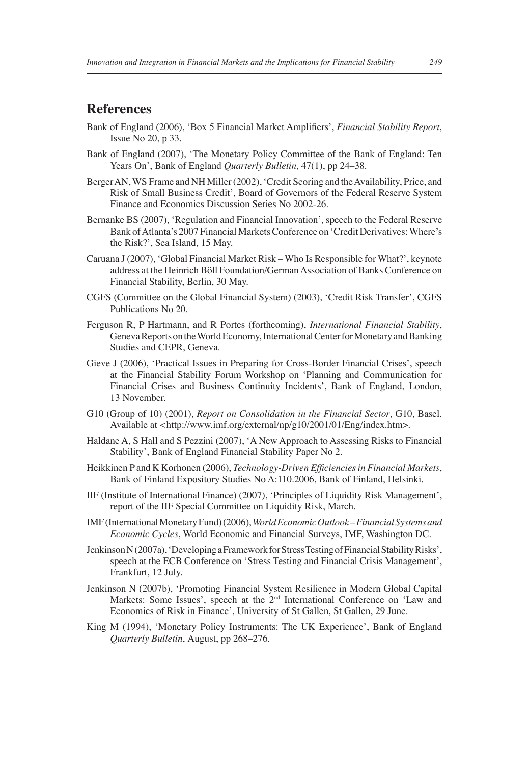## References

Bank of England (2006), 'Box 5 Financial Market Amplifiers', *Financial Stability Report*, Issue No 20, p 33.

Bank of England (2007), 'The Monetary Policy Committee of the Bank of England: Ten Years On', Bank of England *Quarterly Bulletin*, 47(1), pp 24–38.

Berger AN, WS Frame and NH Miller (2002), 'Credit Scoring and the Availability, Price, and Risk of Small Business Credit', Board of Governors of the Federal Reserve System Finance and Economics Discussion Series No 2002-26.

Bernanke BS (2007), 'Regulation and Financial Innovation', speech to the Federal Reserve Bank of Atlanta's 2007 Financial Markets Conference on 'Credit Derivatives: Where's the Risk?', Sea Island, 15 May.

Caruana J (2007), 'Global Financial Market Risk – Who Is Responsible for What?', keynote address at the Heinrich Böll Foundation/German Association of Banks Conference on Financial Stability, Berlin, 30 May.

CGFS (Committee on the Global Financial System) (2003), 'Credit Risk Transfer', CGFS Publications No 20.

Ferguson R, P Hartmann, and R Portes (forthcoming), *International Financial Stability*, Geneva Reports on the World Economy, International Center for Monetary and Banking Studies and CEPR, Geneva.

Gieve J (2006), 'Practical Issues in Preparing for Cross-Border Financial Crises', speech at the Financial Stability Forum Workshop on 'Planning and Communication for Financial Crises and Business Continuity Incidents', Bank of England, London, 13 November.

G10 (Group of 10) (2001), *Report on Consolidation in the Financial Sector*, G10, Basel. Available at <http://www.imf.org/external/np/g10/2001/01/Eng/index.htm>.

Haldane A, S Hall and S Pezzini (2007), 'A New Approach to Assessing Risks to Financial Stability', Bank of England Financial Stability Paper No 2.

Heikkinen P and K Korhonen (2006), *Technology-Driven Efficiencies in Financial Markets*, Bank of Finland Expository Studies No A:110.2006, Bank of Finland, Helsinki.

IIF (Institute of International Finance) (2007), 'Principles of Liquidity Risk Management', report of the IIF Special Committee on Liquidity Risk, March.

IMF (International Monetary Fund) (2006), *World Economic Outlook – Financial Systems and Economic Cycles*, World Economic and Financial Surveys, IMF, Washington DC.

Jenkinson N (2007a), 'Developing a Framework for Stress Testing of Financial Stability Risks', speech at the ECB Conference on 'Stress Testing and Financial Crisis Management', Frankfurt, 12 July.

Jenkinson N (2007b), 'Promoting Financial System Resilience in Modern Global Capital Markets: Some Issues', speech at the 2nd International Conference on 'Law and Economics of Risk in Finance', University of St Gallen, St Gallen, 29 June.

King M (1994), 'Monetary Policy Instruments: The UK Experience', Bank of England *Quarterly Bulletin*, August, pp 268–276.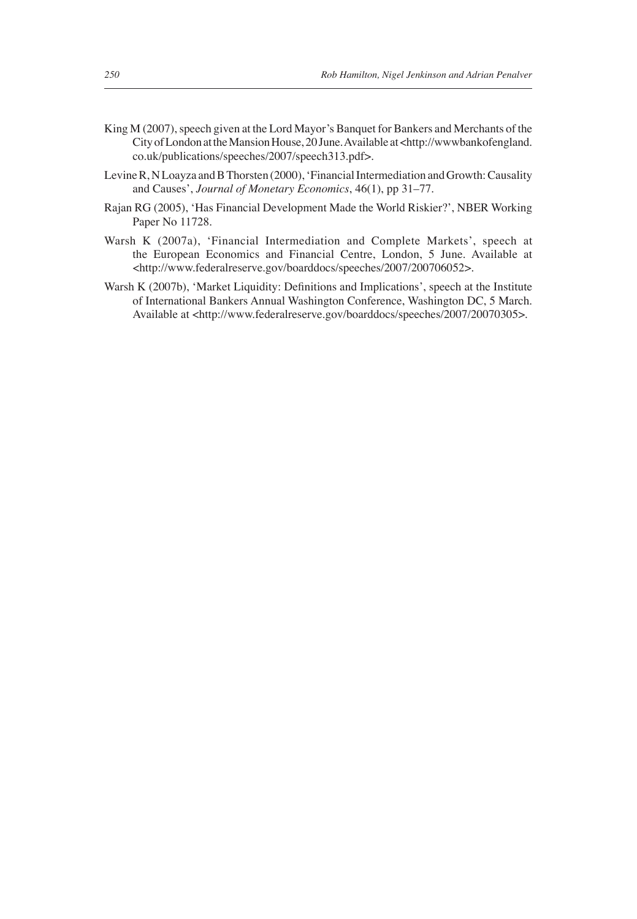King M (2007), speech given at the Lord Mayor's Banquet for Bankers and Merchants of the City of London at the Mansion House, 20 June. Available at <http://wwwbankofengland.co.uk/publications/speeches/2007/speech313.pdf>.

Levine R, N Loayza and B Thorsten (2000), 'Financial Intermediation and Growth: Causality and Causes', *Journal of Monetary Economics*, 46(1), pp 31–77.

Rajan RG (2005), 'Has Financial Development Made the World Riskier?', NBER Working Paper No 11728.

Warsh K (2007a), 'Financial Intermediation and Complete Markets', speech at the European Economics and Financial Centre, London, 5 June. Available at <http://www.federalreserve.gov/boarddocs/speeches/2007/200706052>.

Warsh K (2007b), 'Market Liquidity: Definitions and Implications', speech at the Institute of International Bankers Annual Washington Conference, Washington DC, 5 March. Available at <http://www.federalreserve.gov/boarddocs/speeches/2007/20070305>.